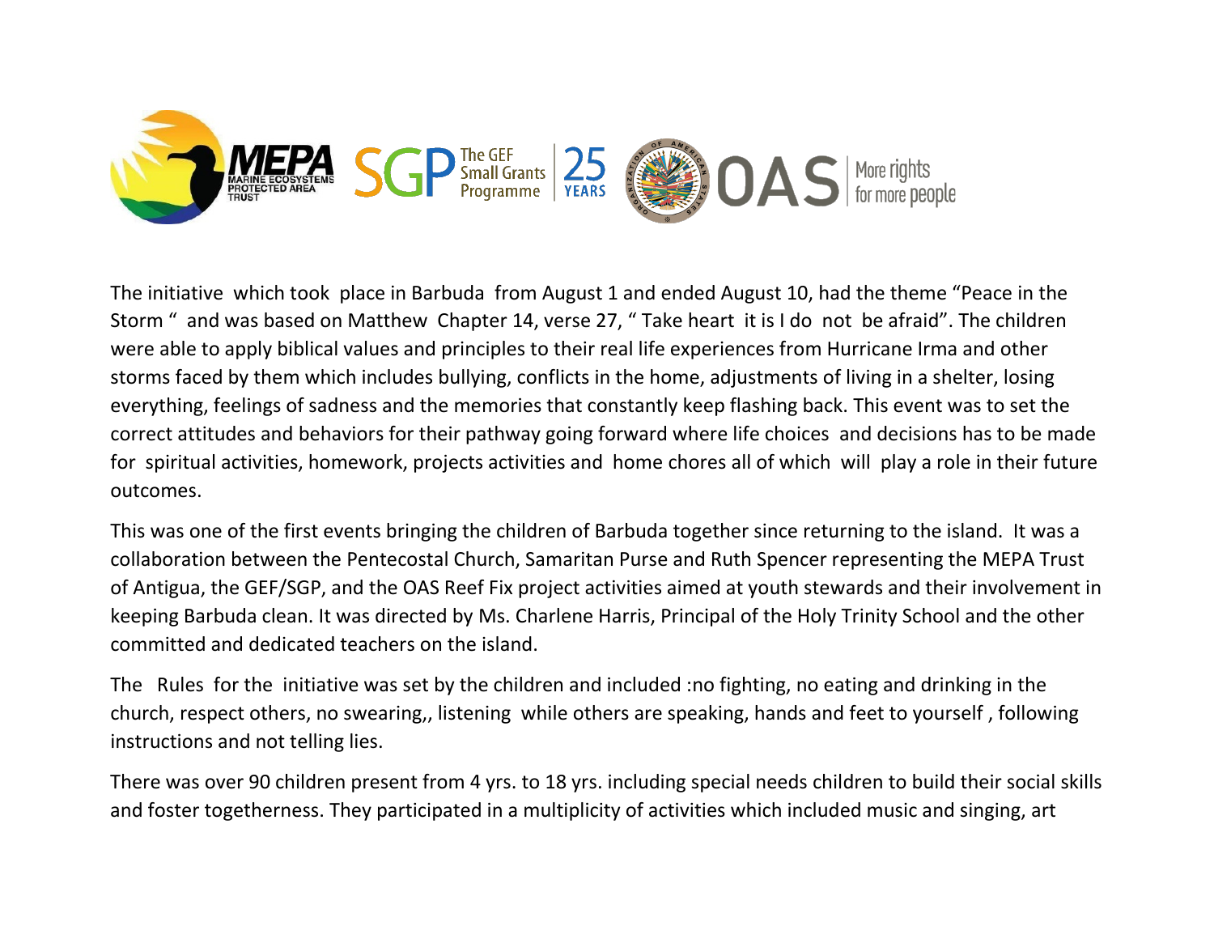The initiative which took place in Barbuda from August 1 and ended August 10, had the theme "Peace in the Storm " and was based on Matthew Chapter 14, verse 27, " Take heart it is I do not be afraid". The children were able to apply biblical values and principles to their real life experiences from Hurricane Irma and other storms faced by them which includes bullying, conflicts in the home, adjustments of living in a shelter, losing everything, feelings of sadness and the memories that constantly keep flashing back. This event was to set the correct attitudes and behaviors for their pathway going forward where life choices and decisions has to be made for spiritual activities, homework, projects activities and home chores all of which will play a role in their future outcomes.

This was one of the first events bringing the children of Barbuda together since returning to the island. It was a collaboration between the Pentecostal Church, Samaritan Purse and Ruth Spencer representing the MEPA Trust of Antigua, the GEF/SGP, and the OAS Reef Fix project activities aimed at youth stewards and their involvement in keeping Barbuda clean. It was directed by Ms. Charlene Harris, Principal of the Holy Trinity School and the other committed and dedicated teachers on the island.

The Rules for the initiative was set by the children and included :no fighting, no eating and drinking in the church, respect others, no swearing,, listening while others are speaking, hands and feet to yourself , following instructions and not telling lies.

There was over 90 children present from 4 yrs. to 18 yrs. including special needs children to build their social skills and foster togetherness. They participated in a multiplicity of activities which included music and singing, art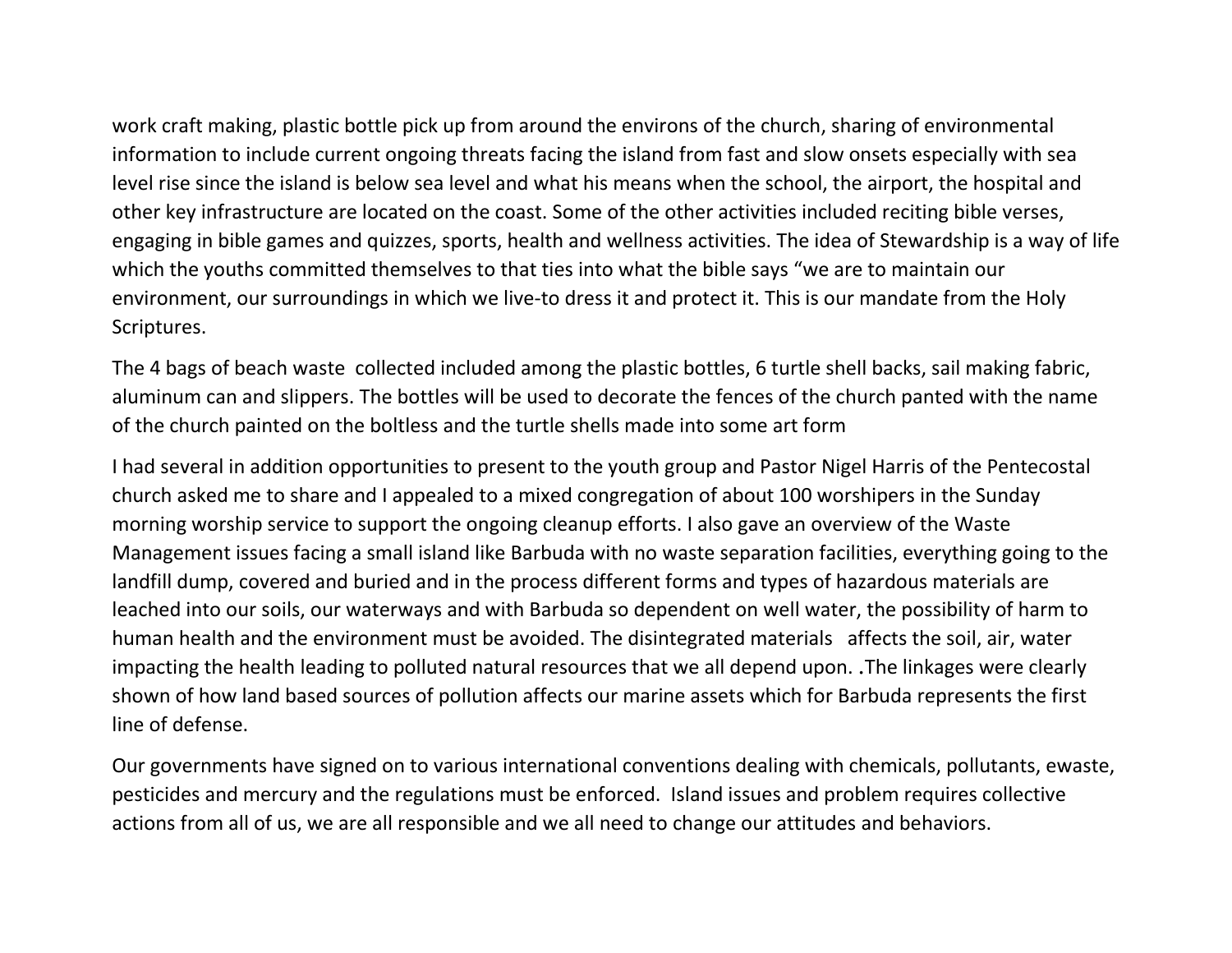work craft making, plastic bottle pick up from around the environs of the church, sharing of environmental information to include current ongoing threats facing the island from fast and slow onsets especially with sea level rise since the island is below sea level and what his means when the school, the airport, the hospital and other key infrastructure are located on the coast. Some of the other activities included reciting bible verses, engaging in bible games and quizzes, sports, health and wellness activities. The idea of Stewardship is a way of life which the youths committed themselves to that ties into what the bible says "we are to maintain our environment, our surroundings in which we live-to dress it and protect it. This is our mandate from the Holy Scriptures.

The 4 bags of beach waste collected included among the plastic bottles, 6 turtle shell backs, sail making fabric, aluminum can and slippers. The bottles will be used to decorate the fences of the church panted with the name of the church painted on the boltless and the turtle shells made into some art form

I had several in addition opportunities to present to the youth group and Pastor Nigel Harris of the Pentecostal church asked me to share and I appealed to a mixed congregation of about 100 worshipers in the Sunday morning worship service to support the ongoing cleanup efforts. I also gave an overview of the Waste Management issues facing a small island like Barbuda with no waste separation facilities, everything going to the landfill dump, covered and buried and in the process different forms and types of hazardous materials are leached into our soils, our waterways and with Barbuda so dependent on well water, the possibility of harm to human health and the environment must be avoided. The disintegrated materials affects the soil, air, water impacting the health leading to polluted natural resources that we all depend upon. .The linkages were clearly shown of how land based sources of pollution affects our marine assets which for Barbuda represents the first line of defense.

Our governments have signed on to various international conventions dealing with chemicals, pollutants, ewaste, pesticides and mercury and the regulations must be enforced. Island issues and problem requires collective actions from all of us, we are all responsible and we all need to change our attitudes and behaviors.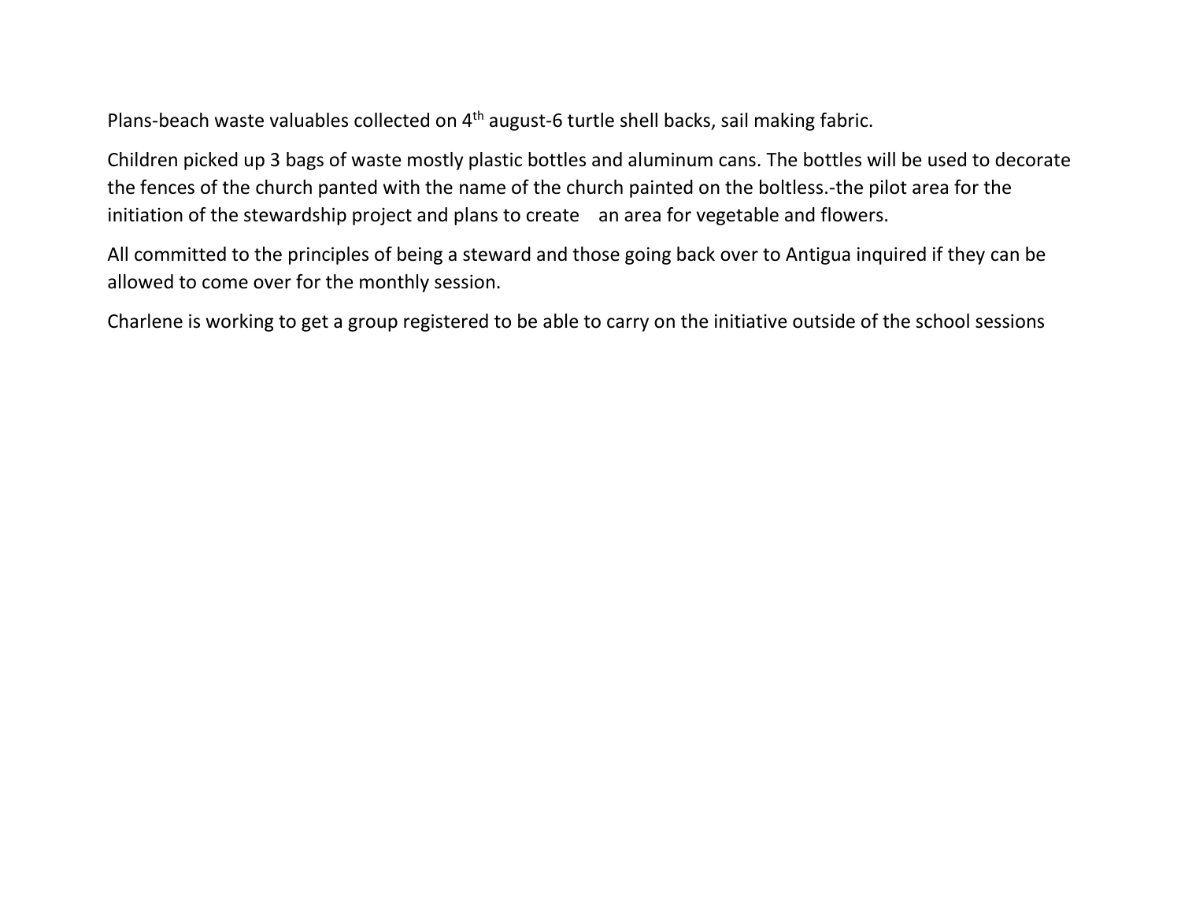Plans-beach waste valuables collected on 4th august-6 turtle shell backs, sail making fabric.

Children picked up 3 bags of waste mostly plastic bottles and aluminum cans. The bottles will be used to decorate the fences of the church panted with the name of the church painted on the boltless.-the pilot area for the initiation of the stewardship project and plans to create an area for vegetable and flowers.

All committed to the principles of being a steward and those going back over to Antigua inquired if they can be allowed to come over for the monthly session.

Charlene is working to get a group registered to be able to carry on the initiative outside of the school sessions